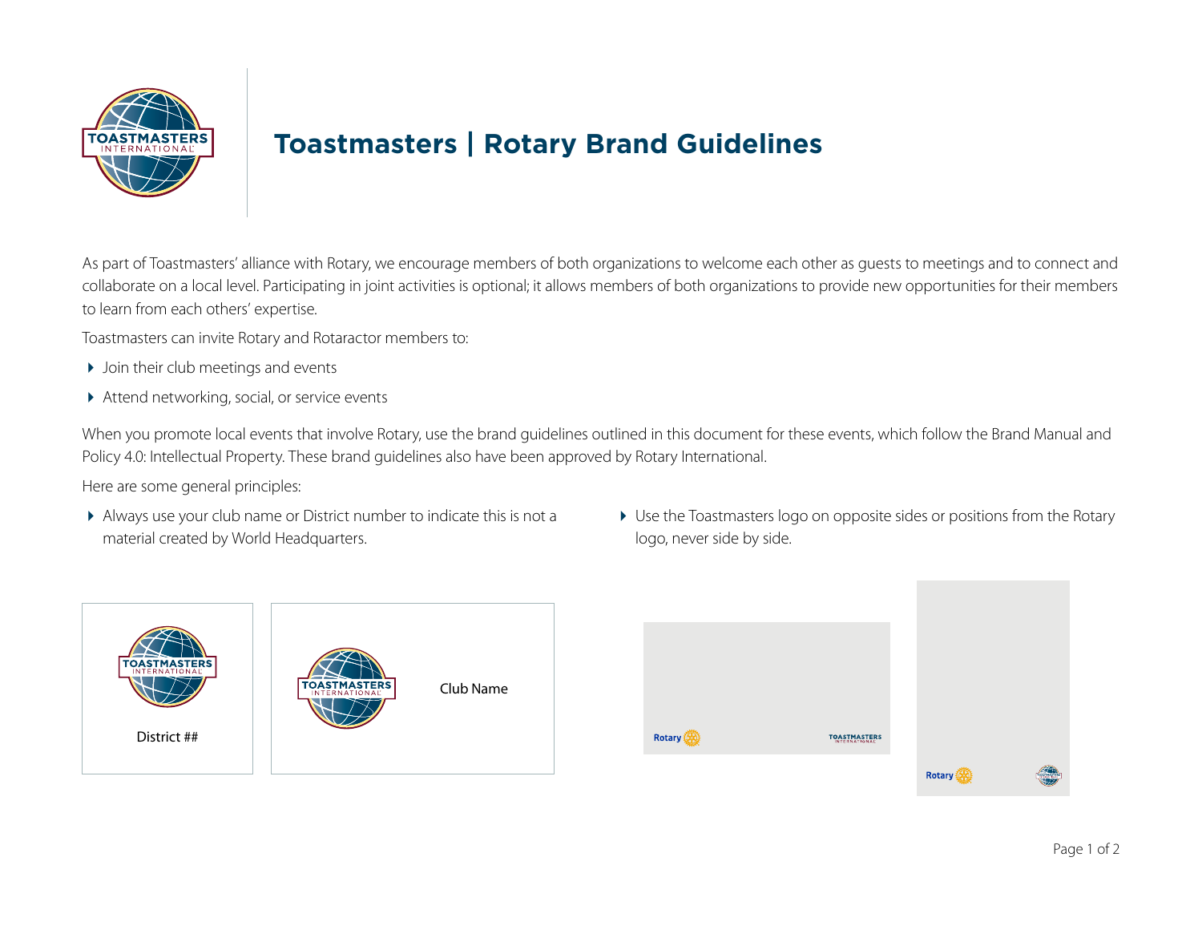# Toastmasters | Rotary Brand Guidelines

As part of Toastmasters' alliance with Rotary, we encourage members of both organizations to welcome each other as guests to meetings and to connect and collaborate on a local level. Participating in joint activities is optional; it allows members of both organizations to provide new opportunities for their members to learn from each others' expertise.

Toastmasters can invite Rotary and Rotaractor members to:

- Join their club meetings and events
- Attend networking, social, or service events

When you promote local events that involve Rotary, use the brand guidelines outlined in this document for these events, which follow the Brand Manual and Policy 4.0: Intellectual Property. These brand guidelines also have been approved by Rotary International.

Here are some general principles:

- Always use your club name or District number to indicate this is not a material created by World Headquarters.

District ##

Club Name

- Use the Toastmasters logo on opposite sides or positions from the Rotary logo, never side by side.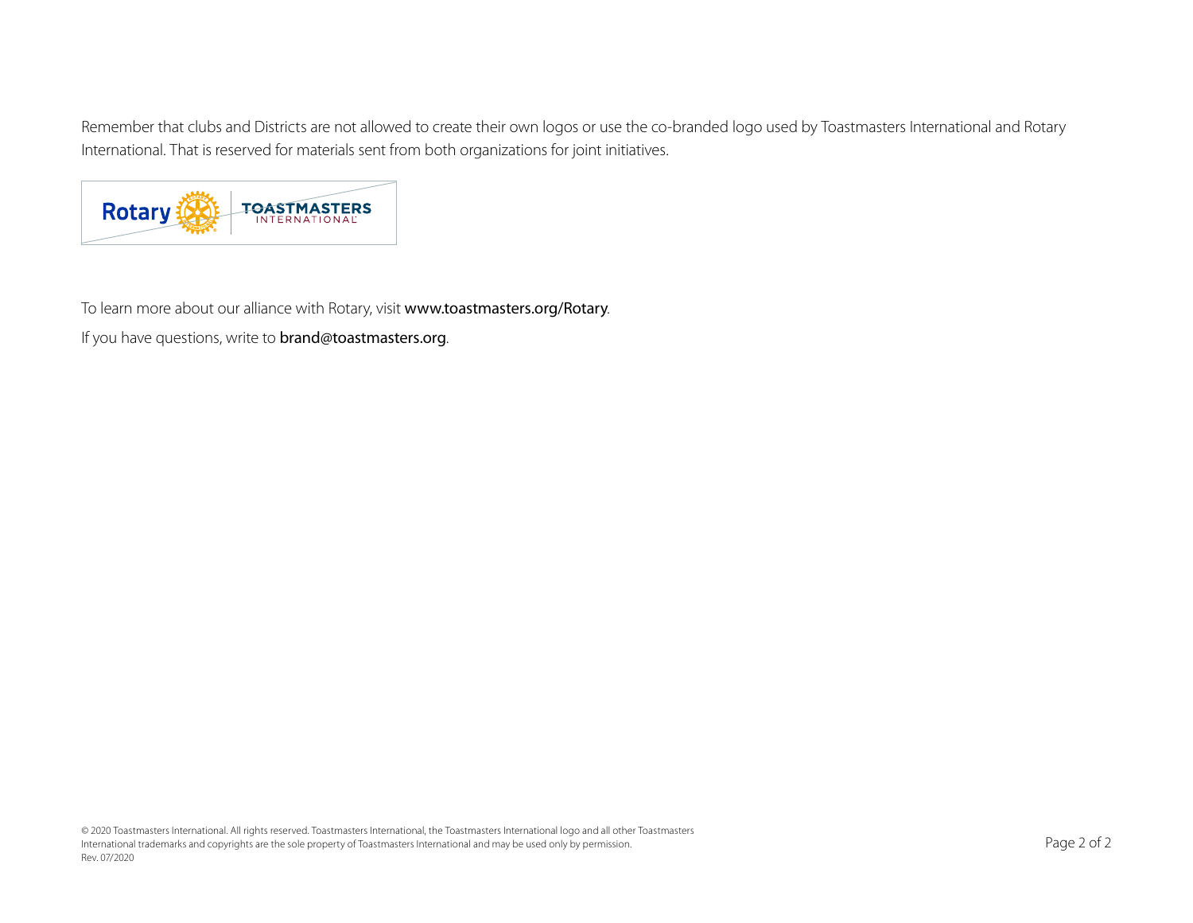Remember that clubs and Districts are not allowed to create their own logos or use the co-branded logo used by Toastmasters International and Rotary International. That is reserved for materials sent from both organizations for joint initiatives.

To learn more about our alliance with Rotary, visit www.toastmasters.org/Rotary.

If you have questions, write to brand@toastmasters.org.

© 2020 Toastmasters International. All rights reserved. Toastmasters International, the Toastmasters International logo and all other Toastmasters International trademarks and copyrights are the sole property of Toastmasters International and may be used only by permission.
Rev. 07/2020